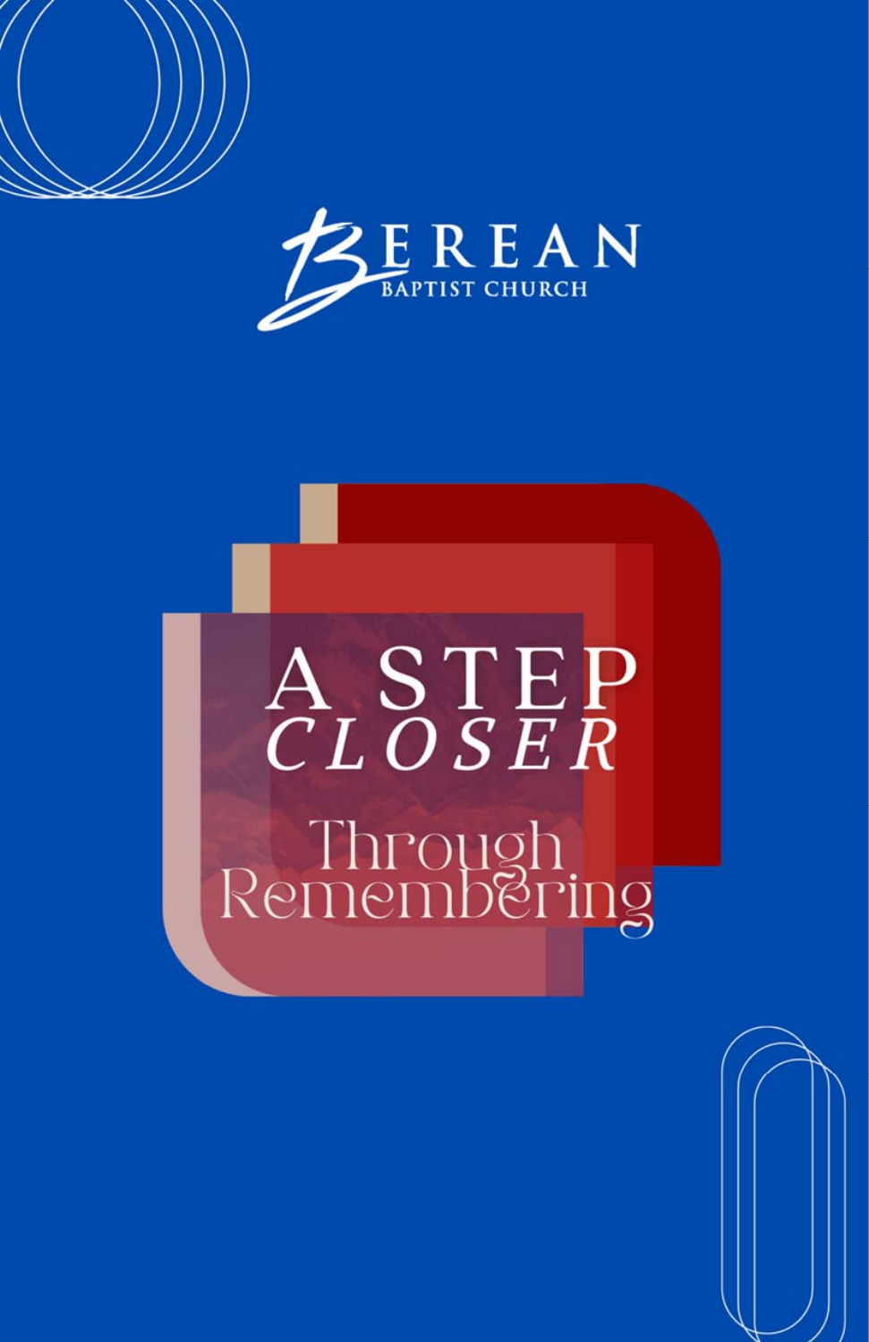BEREAN
BAPTIST CHURCH

# A STEP *CLOSER*

## Through Remembering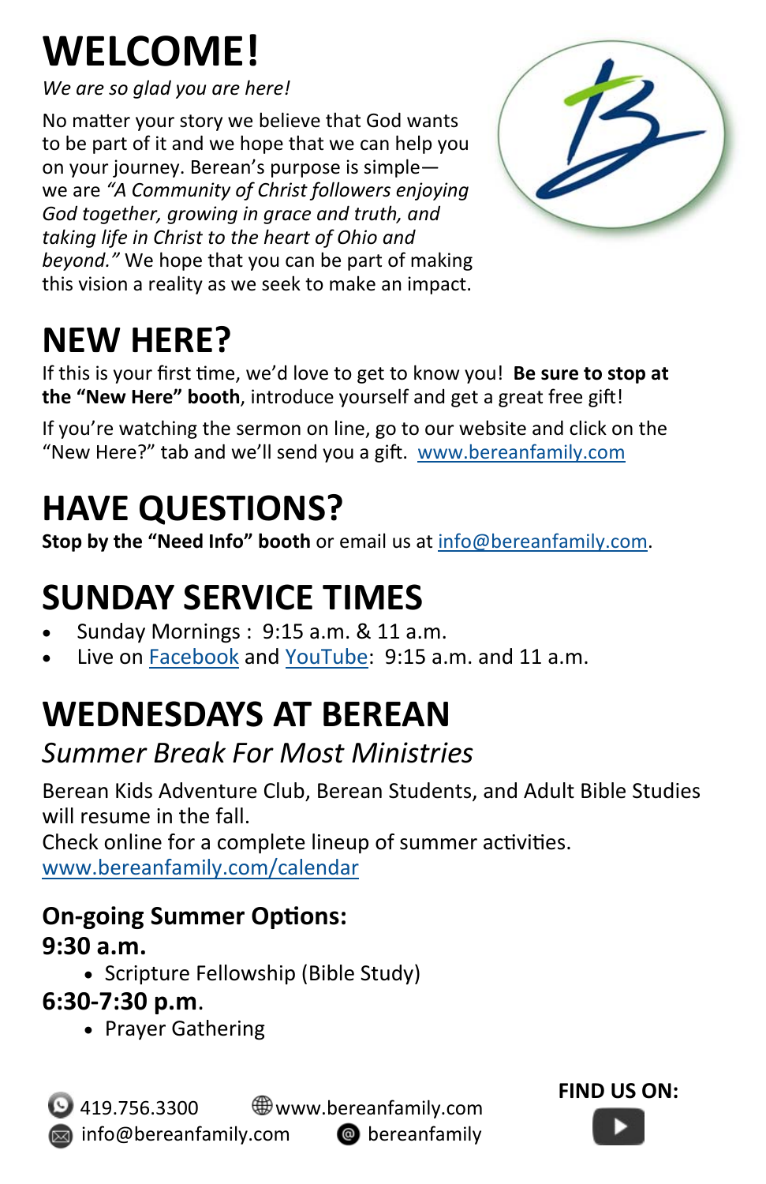# WELCOME!

*We are so glad you are here!*

No matter your story we believe that God wants to be part of it and we hope that we can help you on your journey. Berean's purpose is simple—we are *"A Community of Christ followers enjoying God together, growing in grace and truth, and taking life in Christ to the heart of Ohio and beyond."* We hope that you can be part of making this vision a reality as we seek to make an impact.

# NEW HERE?

If this is your first time, we'd love to get to know you! **Be sure to stop at the "New Here" booth**, introduce yourself and get a great free gift!

If you're watching the sermon on line, go to our website and click on the "New Here?" tab and we'll send you a gift. www.bereanfamily.com

# HAVE QUESTIONS?

**Stop by the "Need Info" booth** or email us at info@bereanfamily.com.

# SUNDAY SERVICE TIMES

- Sunday Mornings : 9:15 a.m. & 11 a.m.
- Live on Facebook and YouTube: 9:15 a.m. and 11 a.m.

# WEDNESDAYS AT BEREAN

*Summer Break For Most Ministries*

Berean Kids Adventure Club, Berean Students, and Adult Bible Studies will resume in the fall.
Check online for a complete lineup of summer activities.
www.bereanfamily.com/calendar

### On-going Summer Options:

**9:30 a.m.**

- Scripture Fellowship (Bible Study)

**6:30-7:30 p.m.**

- Prayer Gathering

419.756.3300
www.bereanfamily.com
info@bereanfamily.com
bereanfamily

**FIND US ON:**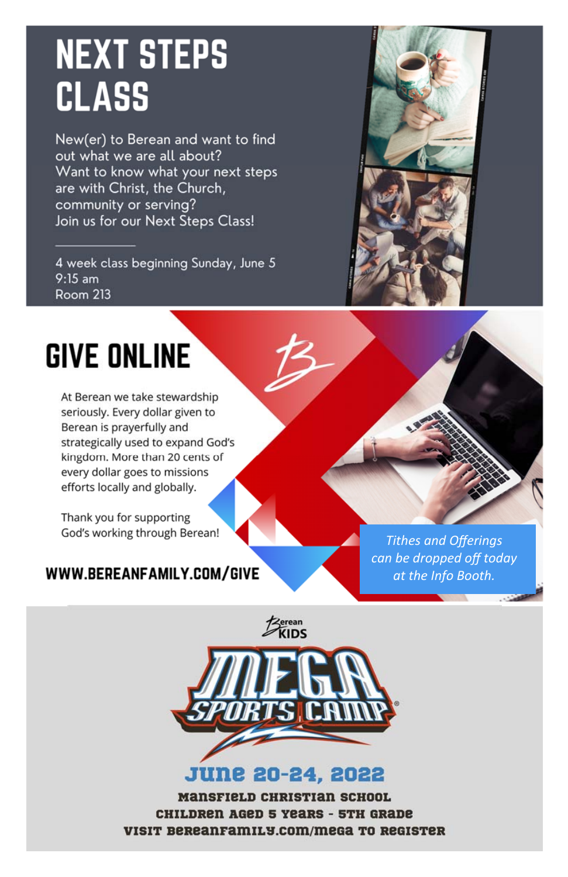# NEXT STEPS CLASS

New(er) to Berean and want to find out what we are all about?
Want to know what your next steps are with Christ, the Church, community or serving?
Join us for our Next Steps Class!

---

4 week class beginning Sunday, June 5
9:15 am
Room 213

# GIVE ONLINE

At Berean we take stewardship seriously. Every dollar given to Berean is prayerfully and strategically used to expand God's kingdom. More than 20 cents of every dollar goes to missions efforts locally and globally.

Thank you for supporting God's working through Berean!

**WWW.BEREANFAMILY.COM/GIVE**

*Tithes and Offerings can be dropped off today at the Info Booth.*

Berean KIDS

# MEGA SPORTS CAMP®

## June 20-24, 2022

**MANSFIELD CHRISTIAN SCHOOL**
**CHILDREN AGED 5 YEARS - 5TH GRADE**
**VISIT BEREANFAMILY.COM/MEGA TO REGISTER**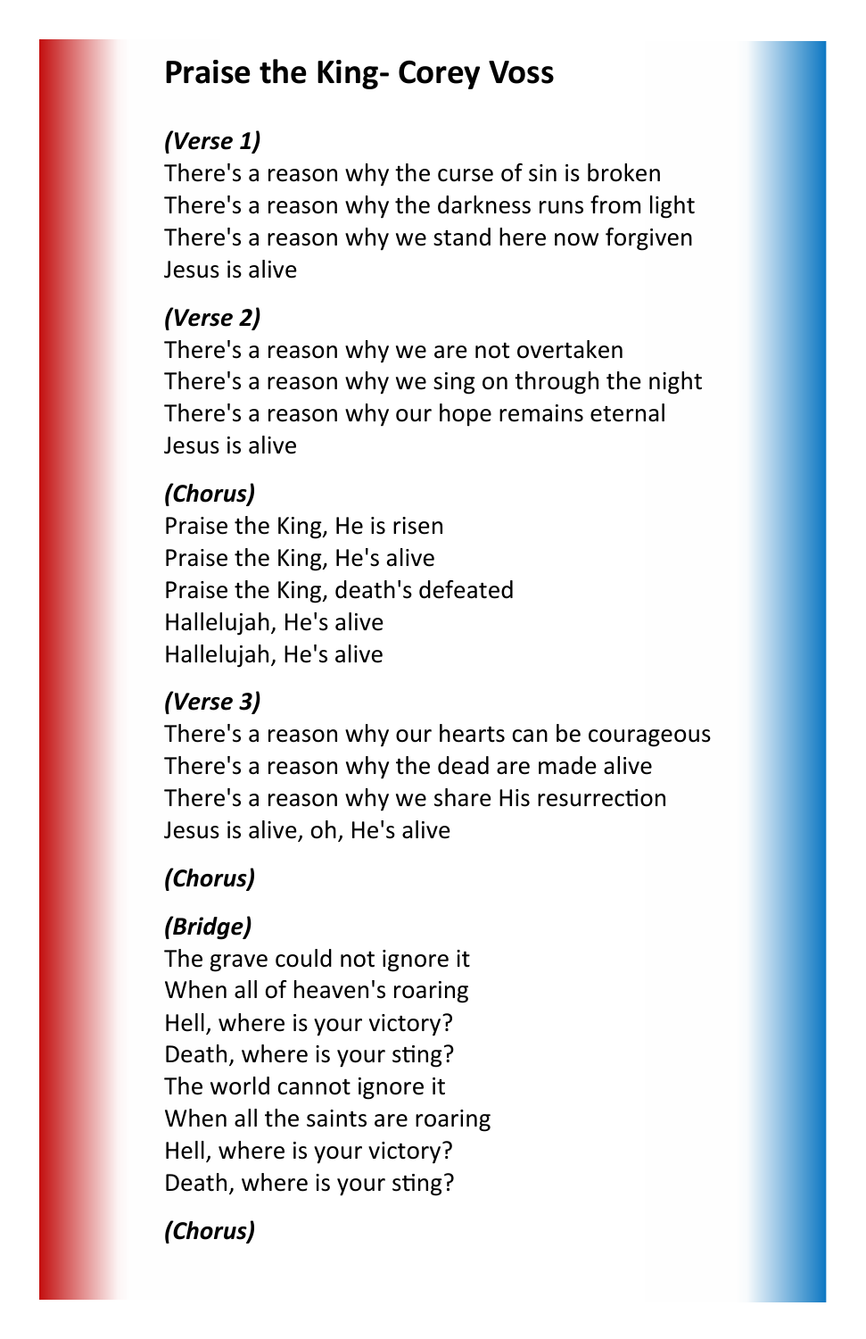# Praise the King- Corey Voss

***(Verse 1)***

There's a reason why the curse of sin is broken
There's a reason why the darkness runs from light
There's a reason why we stand here now forgiven
Jesus is alive

***(Verse 2)***

There's a reason why we are not overtaken
There's a reason why we sing on through the night
There's a reason why our hope remains eternal
Jesus is alive

***(Chorus)***

Praise the King, He is risen
Praise the King, He's alive
Praise the King, death's defeated
Hallelujah, He's alive
Hallelujah, He's alive

***(Verse 3)***

There's a reason why our hearts can be courageous
There's a reason why the dead are made alive
There's a reason why we share His resurrection
Jesus is alive, oh, He's alive

***(Chorus)***

***(Bridge)***

The grave could not ignore it
When all of heaven's roaring
Hell, where is your victory?
Death, where is your sting?
The world cannot ignore it
When all the saints are roaring
Hell, where is your victory?
Death, where is your sting?

***(Chorus)***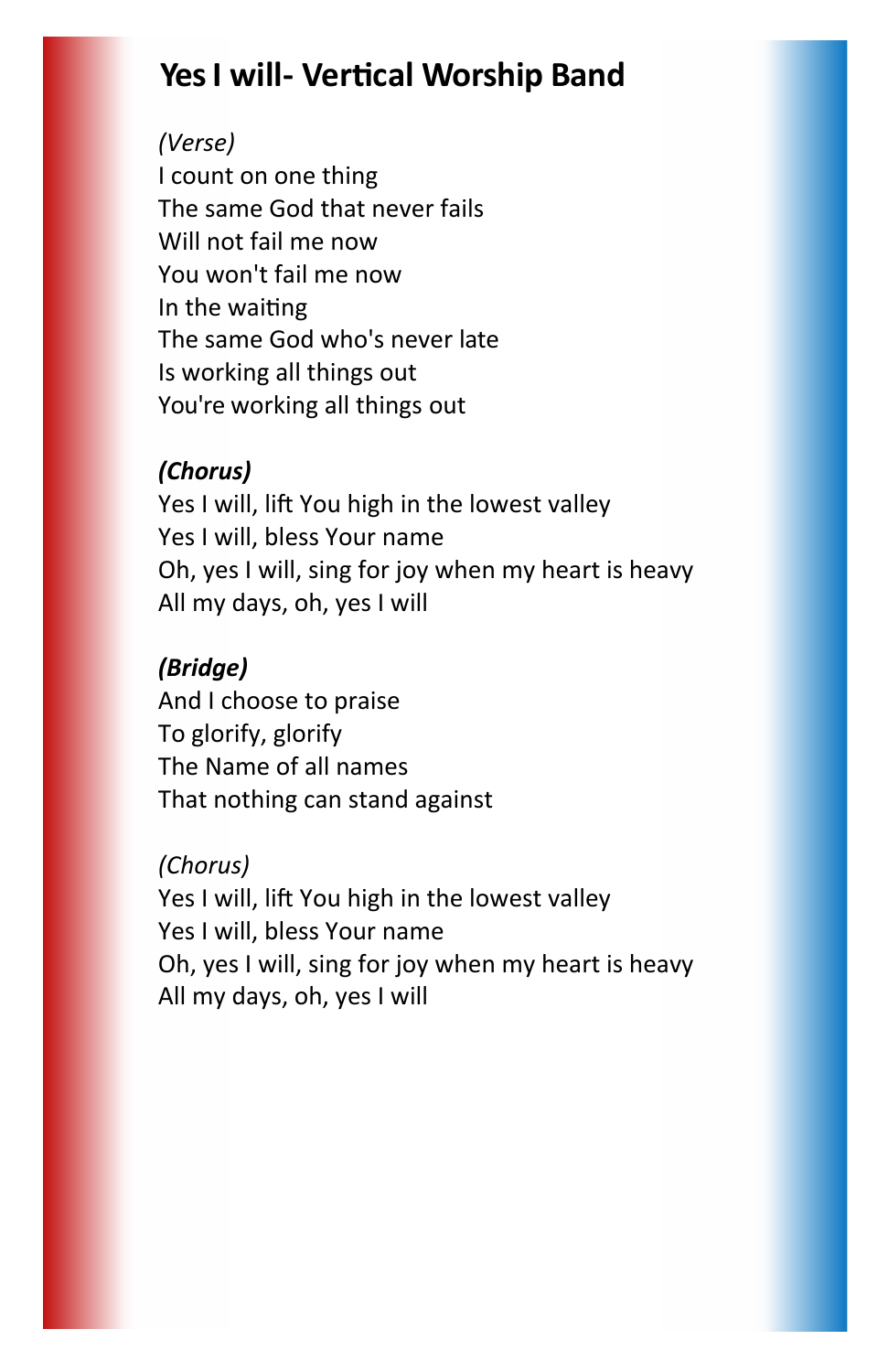# Yes I will- Vertical Worship Band

*(Verse)*
I count on one thing
The same God that never fails
Will not fail me now
You won't fail me now
In the waiting
The same God who's never late
Is working all things out
You're working all things out

***(Chorus)***
Yes I will, lift You high in the lowest valley
Yes I will, bless Your name
Oh, yes I will, sing for joy when my heart is heavy
All my days, oh, yes I will

***(Bridge)***
And I choose to praise
To glorify, glorify
The Name of all names
That nothing can stand against

*(Chorus)*
Yes I will, lift You high in the lowest valley
Yes I will, bless Your name
Oh, yes I will, sing for joy when my heart is heavy
All my days, oh, yes I will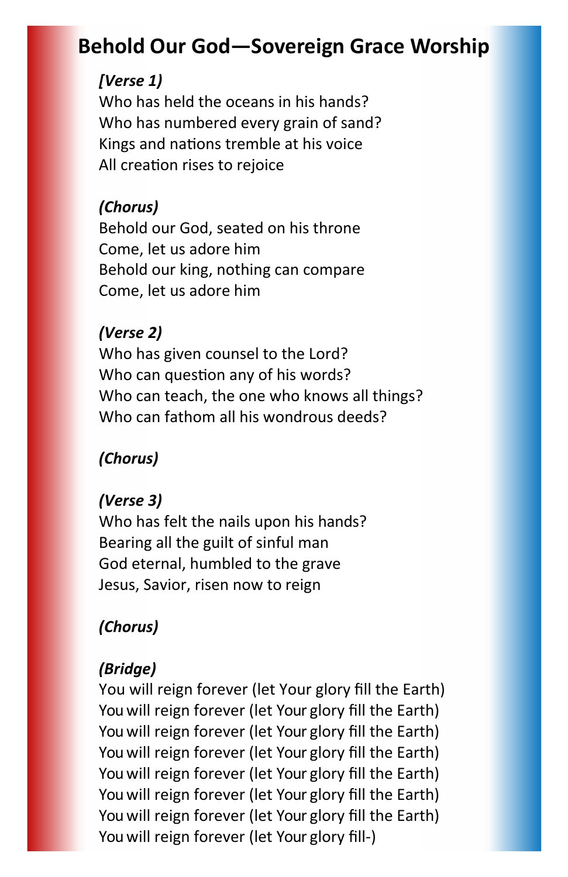# Behold Our God—Sovereign Grace Worship

***[Verse 1)***
Who has held the oceans in his hands?
Who has numbered every grain of sand?
Kings and nations tremble at his voice
All creation rises to rejoice

***(Chorus)***
Behold our God, seated on his throne
Come, let us adore him
Behold our king, nothing can compare
Come, let us adore him

***(Verse 2)***
Who has given counsel to the Lord?
Who can question any of his words?
Who can teach, the one who knows all things?
Who can fathom all his wondrous deeds?

***(Chorus)***

***(Verse 3)***
Who has felt the nails upon his hands?
Bearing all the guilt of sinful man
God eternal, humbled to the grave
Jesus, Savior, risen now to reign

***(Chorus)***

***(Bridge)***
You will reign forever (let Your glory fill the Earth)
You will reign forever (let Your glory fill the Earth)
You will reign forever (let Your glory fill the Earth)
You will reign forever (let Your glory fill the Earth)
You will reign forever (let Your glory fill the Earth)
You will reign forever (let Your glory fill the Earth)
You will reign forever (let Your glory fill the Earth)
You will reign forever (let Your glory fill-)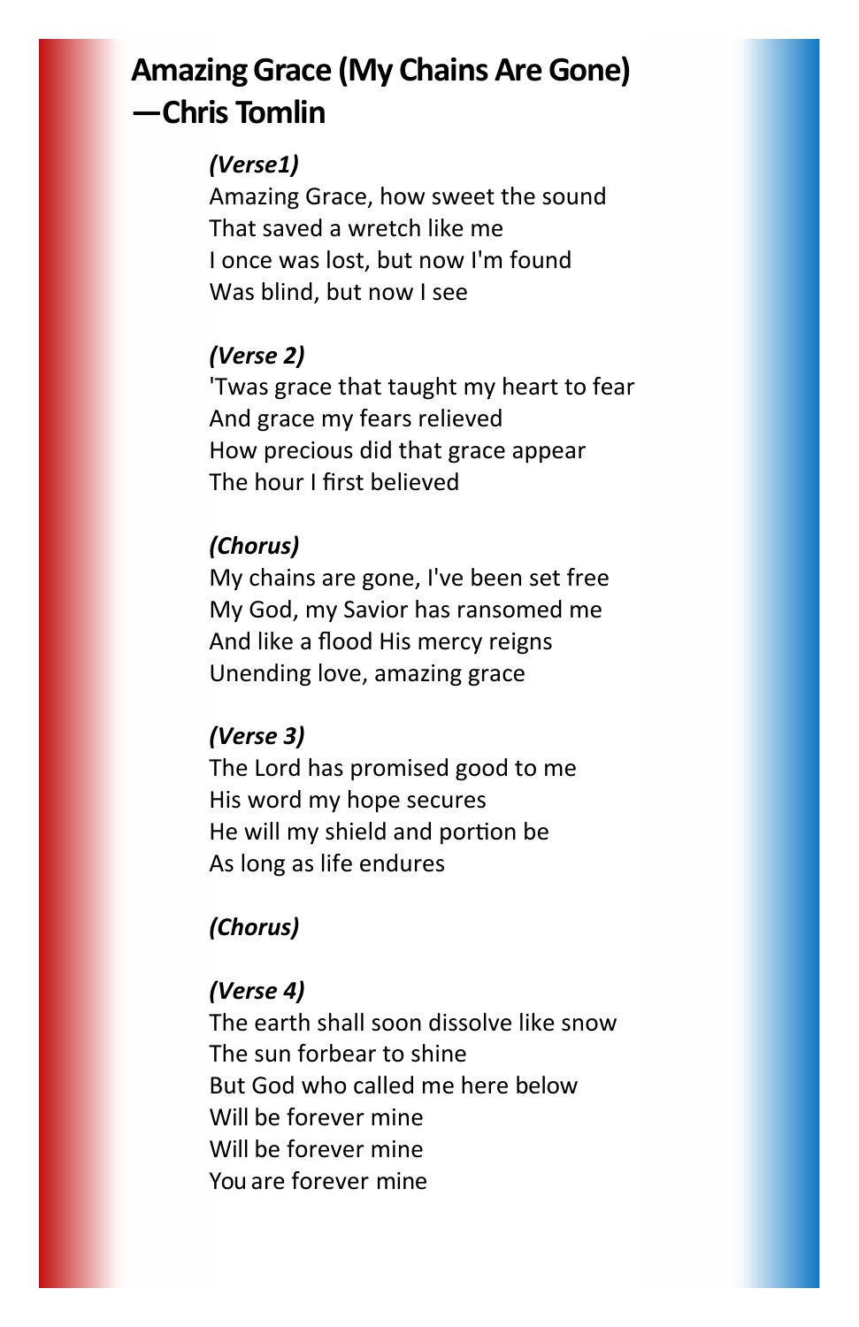## Amazing Grace (My Chains Are Gone) —Chris Tomlin

*(Verse1)*
Amazing Grace, how sweet the sound
That saved a wretch like me
I once was lost, but now I'm found
Was blind, but now I see

*(Verse 2)*
'Twas grace that taught my heart to fear
And grace my fears relieved
How precious did that grace appear
The hour I first believed

*(Chorus)*
My chains are gone, I've been set free
My God, my Savior has ransomed me
And like a flood His mercy reigns
Unending love, amazing grace

*(Verse 3)*
The Lord has promised good to me
His word my hope secures
He will my shield and portion be
As long as life endures

*(Chorus)*

*(Verse 4)*
The earth shall soon dissolve like snow
The sun forbear to shine
But God who called me here below
Will be forever mine
Will be forever mine
You are forever mine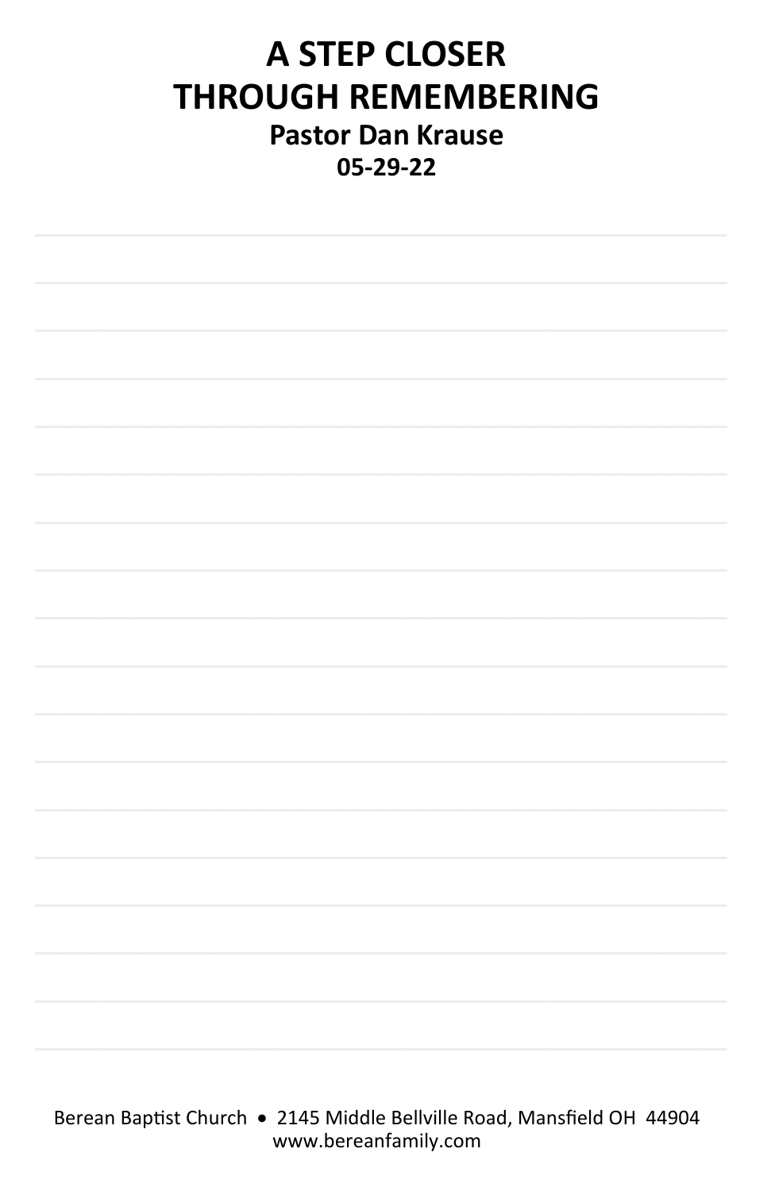# A STEP CLOSER THROUGH REMEMBERING

**Pastor Dan Krause**

**05-29-22**

Berean Baptist Church • 2145 Middle Bellville Road, Mansfield OH 44904
www.bereanfamily.com